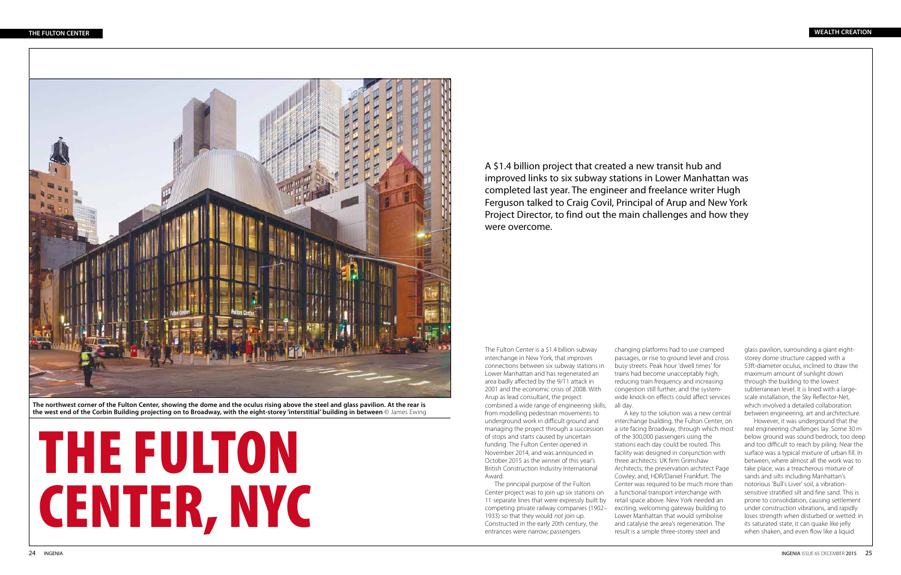The northwest corner of the Fulton Center, showing the dome and the oculus rising above the steel and glass pavilion. At the rear is the west end of the Corbin Building projecting on to Broadway, with the eight-storey 'interstitial' building in between © James Ewing

# THE FULTON CENTER, NYC

A $1.4 billion project that created a new transit hub and improved links to six subway stations in Lower Manhattan was completed last year. The engineer and freelance writer Hugh Ferguson talked to Craig Covil, Principal of Arup and New York Project Director, to find out the main challenges and how they were overcome.

The Fulton Center is a $1.4 billion subway interchange in New York, that improves connections between six subway stations in Lower Manhattan and has regenerated an area badly affected by the 9/11 attack in 2001 and the economic crisis of 2008. With Arup as lead consultant, the project combined a wide range of engineering skills, from modelling pedestrian movements to underground work in difficult ground and managing the project through a succession of stops and starts caused by uncertain funding. The Fulton Center opened in November 2014, and was announced in October 2015 as the winner of this year's British Construction Industry International Award.

The principal purpose of the Fulton Center project was to join up six stations on 11 separate lines that were expressly built by competing private railway companies (1902–1933) so that they would *not* join up. Constructed in the early 20th century, the entrances were narrow; passengers changing platforms had to use cramped passages, or rise to ground level and cross busy streets. Peak hour 'dwell times' for trains had become unacceptably high, reducing train frequency and increasing congestion still further, and the system-wide knock-on effects could affect services all day.

A key to the solution was a new central interchange building, the Fulton Center, on a site facing Broadway, through which most of the 300,000 passengers using the stations each day could be routed. This facility was designed in conjunction with three architects: UK firm Grimshaw Architects; the preservation architect Page Cowley; and, HDR/Daniel Frankfurt. The Center was required to be much more than a functional transport interchange with retail space above. New York needed an exciting, welcoming gateway building to Lower Manhattan that would symbolise and catalyse the area's regeneration. The result is a simple three-storey steel and glass pavilion, surrounding a giant eight-storey dome structure capped with a 53ft-diameter oculus, inclined to draw the maximum amount of sunlight down through the building to the lowest subterranean level. It is lined with a large-scale installation, the Sky Reflector-Net, which involved a detailed collaboration between engineering, art and architecture.

However, it was underground that the real engineering challenges lay. Some 30 m below ground was sound bedrock, too deep and too difficult to reach by piling. Near the surface was a typical mixture of urban fill. In between, where almost all the work was to take place, was a treacherous mixture of sands and silts including Manhattan's notorious 'Bull's Liver' soil, a vibration-sensitive stratified silt and fine sand. This is prone to consolidation, causing settlement under construction vibrations, and rapidly loses strength when disturbed or wetted: in its saturated state, it can quake like jelly when shaken, and even flow like a liquid.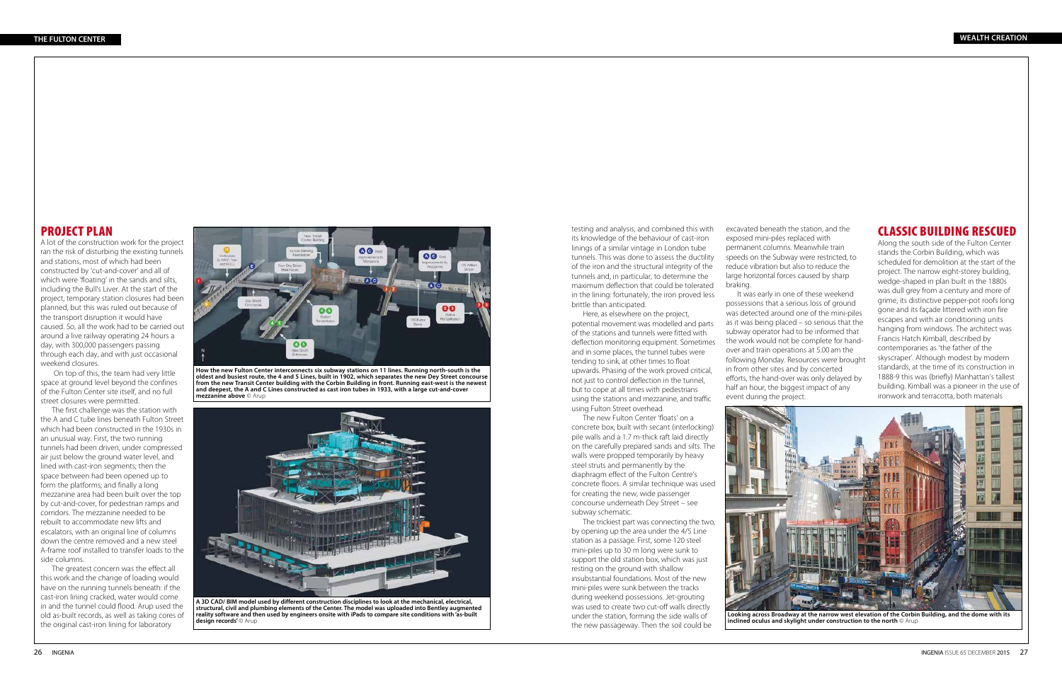## PROJECT PLAN

A lot of the construction work for the project ran the risk of disturbing the existing tunnels and stations, most of which had been constructed by 'cut-and-cover' and all of which were 'floating' in the sands and silts, including the Bull's Liver. At the start of the project, temporary station closures had been planned, but this was ruled out because of the transport disruption it would have caused. So, all the work had to be carried out around a live railway operating 24 hours a day, with 300,000 passengers passing through each day, and with just occasional weekend closures.

On top of this, the team had very little space at ground level beyond the confines of the Fulton Center site itself, and no full street closures were permitted.

The first challenge was the station with the A and C tube lines beneath Fulton Street which had been constructed in the 1930s in an unusual way. First, the two running tunnels had been driven, under compressed air just below the ground water level, and lined with cast-iron segments; then the space between had been opened up to form the platforms; and finally a long mezzanine area had been built over the top by cut-and-cover, for pedestrian ramps and corridors. The mezzanine needed to be rebuilt to accommodate new lifts and escalators, with an original line of columns down the centre removed and a new steel A-frame roof installed to transfer loads to the side columns.

The greatest concern was the effect all this work and the change of loading would have on the running tunnels beneath: if the cast-iron lining cracked, water would come in and the tunnel could flood. Arup used the old as-built records, as well as taking cores of the original cast-iron lining for laboratory testing and analysis, and combined this with its knowledge of the behaviour of cast-iron linings of a similar vintage in London tube tunnels. This was done to assess the ductility of the iron and the structural integrity of the tunnels and, in particular, to determine the maximum deflection that could be tolerated in the lining: fortunately, the iron proved less brittle than anticipated.

Here, as elsewhere on the project, potential movement was modelled and parts of the stations and tunnels were fitted with deflection monitoring equipment. Sometimes and in some places, the tunnel tubes were tending to sink, at other times to float upwards. Phasing of the work proved critical, not just to control deflection in the tunnel, but to cope at all times with pedestrians using the stations and mezzanine, and traffic using Fulton Street overhead.

The new Fulton Center 'floats' on a concrete box, built with secant (interlocking) pile walls and a 1.7 m-thick raft laid directly on the carefully prepared sands and silts. The walls were propped temporarily by heavy steel struts and permanently by the diaphragm effect of the Fulton Centre's concrete floors. A similar technique was used for creating the new, wide passenger concourse underneath Dey Street – see subway schematic.

The trickiest part was connecting the two, by opening up the area under the 4/5 Line station as a passage. First, some 120 steel mini-piles up to 30 m long were sunk to support the old station box, which was just resting on the ground with shallow insubstantial foundations. Most of the new mini-piles were sunk between the tracks during weekend possessions. Jet-grouting was used to create two cut-off walls directly under the station, forming the side walls of the new passageway. Then the soil could be excavated beneath the station, and the exposed mini-piles replaced with permanent columns. Meanwhile train speeds on the Subway were restricted, to reduce vibration but also to reduce the large horizontal forces caused by sharp braking.

It was early in one of these weekend possessions that a serious loss of ground was detected around one of the mini-piles as it was being placed – so serious that the subway operator had to be informed that the work would not be complete for hand-over and train operations at 5.00 am the following Monday. Resources were brought in from other sites and by concerted efforts, the hand-over was only delayed by half an hour, the biggest impact of any event during the project.

How the new Fulton Center interconnects six subway stations on 11 lines. Running north-south is the oldest and busiest route, the 4 and 5 Lines, built in 1902, which separates the new Dey Street concourse from the new Transit Center building with the Corbin Building in front. Running east-west is the newest and deepest, the A and C Lines constructed as cast iron tubes in 1933, with a large cut-and-cover mezzanine above © Arup

A 3D CAD/ BIM model used by different construction disciplines to look at the mechanical, electrical, structural, civil and plumbing elements of the Center. The model was uploaded into Bentley augmented reality software and then used by engineers onsite with iPads to compare site conditions with 'as-built design records' © Arup

## CLASSIC BUILDING RESCUED

Along the south side of the Fulton Center stands the Corbin Building, which was scheduled for demolition at the start of the project. The narrow eight-storey building, wedge-shaped in plan built in the 1880s was dull grey from a century and more of grime, its distinctive pepper-pot roofs long gone and its façade littered with iron fire escapes and with air conditioning units hanging from windows. The architect was Francis Hatch Kimball, described by contemporaries as 'the father of the skyscraper'. Although modest by modern standards, at the time of its construction in 1888-9 this was (briefly) Manhattan's tallest building. Kimball was a pioneer in the use of ironwork and terracotta, both materials

Looking across Broadway at the narrow west elevation of the Corbin Building, and the dome with its inclined oculus and skylight under construction to the north © Arup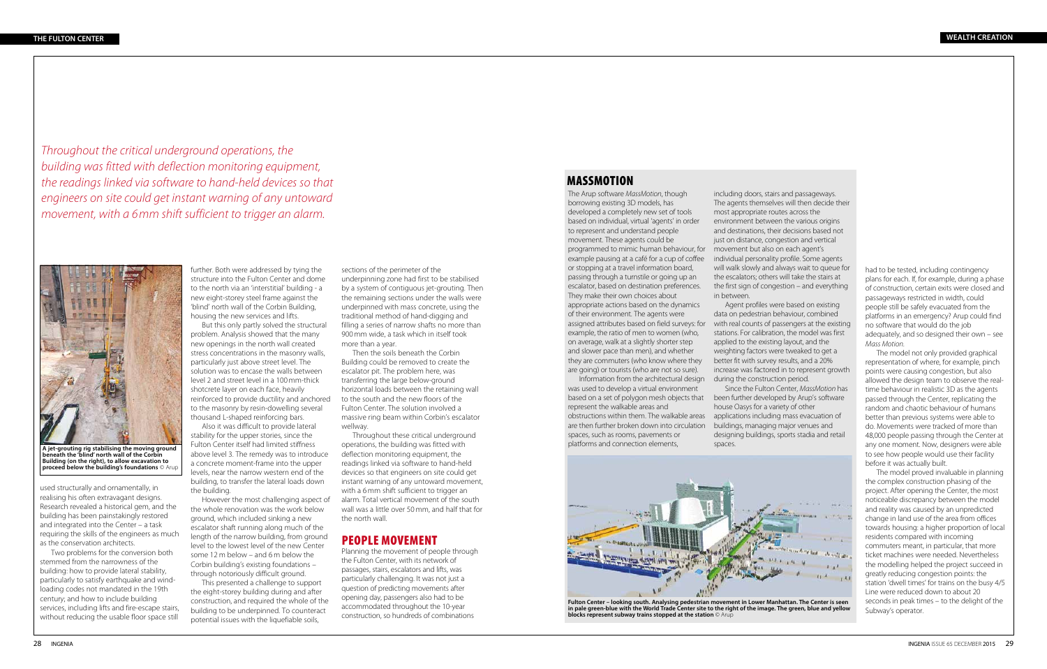*Throughout the critical underground operations, the building was fitted with deflection monitoring equipment, the readings linked via software to hand-held devices so that engineers on site could get instant warning of any untoward movement, with a 6mm shift sufficient to trigger an alarm.*

**A jet-grouting rig stabilising the moving ground beneath the 'blind' north wall of the Corbin Building (on the right), to allow excavation to proceed below the building's foundations** © Arup

used structurally and ornamentally, in realising his often extravagant designs. Research revealed a historical gem, and the building has been painstakingly restored and integrated into the Center – a task requiring the skills of the engineers as much as the conservation architects.

Two problems for the conversion both stemmed from the narrowness of the building: how to provide lateral stability, particularly to satisfy earthquake and wind-loading codes not mandated in the 19th century; and how to include building services, including lifts and fire-escape stairs, without reducing the usable floor space still further. Both were addressed by tying the structure into the Fulton Center and dome to the north via an 'interstitial' building - a new eight-storey steel frame against the 'blind' north wall of the Corbin Building, housing the new services and lifts.

But this only partly solved the structural problem. Analysis showed that the many new openings in the north wall created stress concentrations in the masonry walls, particularly just above street level. The solution was to encase the walls between level 2 and street level in a 100mm-thick shotcrete layer on each face, heavily reinforced to provide ductility and anchored to the masonry by resin-dowelling several thousand L-shaped reinforcing bars.

Also it was difficult to provide lateral stability for the upper stories, since the Fulton Center itself had limited stiffness above level 3. The remedy was to introduce a concrete moment-frame into the upper levels, near the narrow western end of the building, to transfer the lateral loads down the building.

However the most challenging aspect of the whole renovation was the work below ground, which included sinking a new escalator shaft running along much of the length of the narrow building, from ground level to the lowest level of the new Center some 12 m below – and 6 m below the Corbin building's existing foundations – through notoriously difficult ground.

This presented a challenge to support the eight-storey building during and after construction, and required the whole of the building to be underpinned. To counteract potential issues with the liquefiable soils, sections of the perimeter of the underpinning zone had first to be stabilised by a system of contiguous jet-grouting. Then the remaining sections under the walls were underpinned with mass concrete, using the traditional method of hand-digging and filling a series of narrow shafts no more than 900 mm wide, a task which in itself took more than a year.

Then the soils beneath the Corbin Building could be removed to create the escalator pit. The problem here, was transferring the large below-ground horizontal loads between the retaining wall to the south and the new floors of the Fulton Center. The solution involved a massive ring beam within Corbin's escalator wellway.

Throughout these critical underground operations, the building was fitted with deflection monitoring equipment, the readings linked via software to hand-held devices so that engineers on site could get instant warning of any untoward movement, with a 6 mm shift sufficient to trigger an alarm. Total vertical movement of the south wall was a little over 50 mm, and half that for the north wall.

## PEOPLE MOVEMENT

Planning the movement of people through the Fulton Center, with its network of passages, stairs, escalators and lifts, was particularly challenging. It was not just a question of predicting movements after opening day, passengers also had to be accommodated throughout the 10-year construction, so hundreds of combinations had to be tested, including contingency plans for each. If, for example, during a phase of construction, certain exits were closed and passageways restricted in width, could people still be safely evacuated from the platforms in an emergency? Arup could find no software that would do the job adequately, and so designed their own – see *Mass Motion*.

The model not only provided graphical representation of where, for example, pinch points were causing congestion, but also allowed the design team to observe the real-time behaviour in realistic 3D as the agents passed through the Center, replicating the random and chaotic behaviour of humans better than previous systems were able to do. Movements were tracked of more than 48,000 people passing through the Center at any one moment. Now, designers were able to see how people would use their facility before it was actually built.

The model proved invaluable in planning the complex construction phasing of the project. After opening the Center, the most noticeable discrepancy between the model and reality was caused by an unpredicted change in land use of the area from offices towards housing: a higher proportion of local residents compared with incoming commuters meant, in particular, that more ticket machines were needed. Nevertheless the modelling helped the project succeed in greatly reducing congestion points: the station 'dwell times' for trains on the busy 4/5 Line were reduced down to about 20 seconds in peak times – to the delight of the Subway's operator.

## MASSMOTION

The Arup software *MassMotion*, though borrowing existing 3D models, has developed a completely new set of tools based on individual, virtual 'agents' in order to represent and understand people movement. These agents could be programmed to mimic human behaviour, for example pausing at a café for a cup of coffee or stopping at a travel information board, passing through a turnstile or going up an escalator, based on destination preferences. They make their own choices about appropriate actions based on the dynamics of their environment. The agents were assigned attributes based on field surveys: for example, the ratio of men to women (who, on average, walk at a slightly shorter step and slower pace than men), and whether they are commuters (who know where they are going) or tourists (who are not so sure).

Information from the architectural design was used to develop a virtual environment based on a set of polygon mesh objects that represent the walkable areas and obstructions within them. The walkable areas are then further broken down into circulation spaces, such as rooms, pavements or platforms and connection elements, including doors, stairs and passageways. The agents themselves will then decide their most appropriate routes across the environment between the various origins and destinations, their decisions based not just on distance, congestion and vertical movement but also on each agent's individual personality profile. Some agents will walk slowly and always wait to queue for the escalators; others will take the stairs at the first sign of congestion – and everything in between.

Agent profiles were based on existing data on pedestrian behaviour, combined with real counts of passengers at the existing stations. For calibration, the model was first applied to the existing layout, and the weighting factors were tweaked to get a better fit with survey results, and a 20% increase was factored in to represent growth during the construction period.

Since the Fulton Center, *MassMotion* has been further developed by Arup's software house Oasys for a variety of other applications including mass evacuation of buildings, managing major venues and designing buildings, sports stadia and retail spaces.

**Fulton Center – looking south. Analysing pedestrian movement in Lower Manhattan. The Center is seen in pale green-blue with the World Trade Center site to the right of the image. The green, blue and yellow blocks represent subway trains stopped at the station** © Arup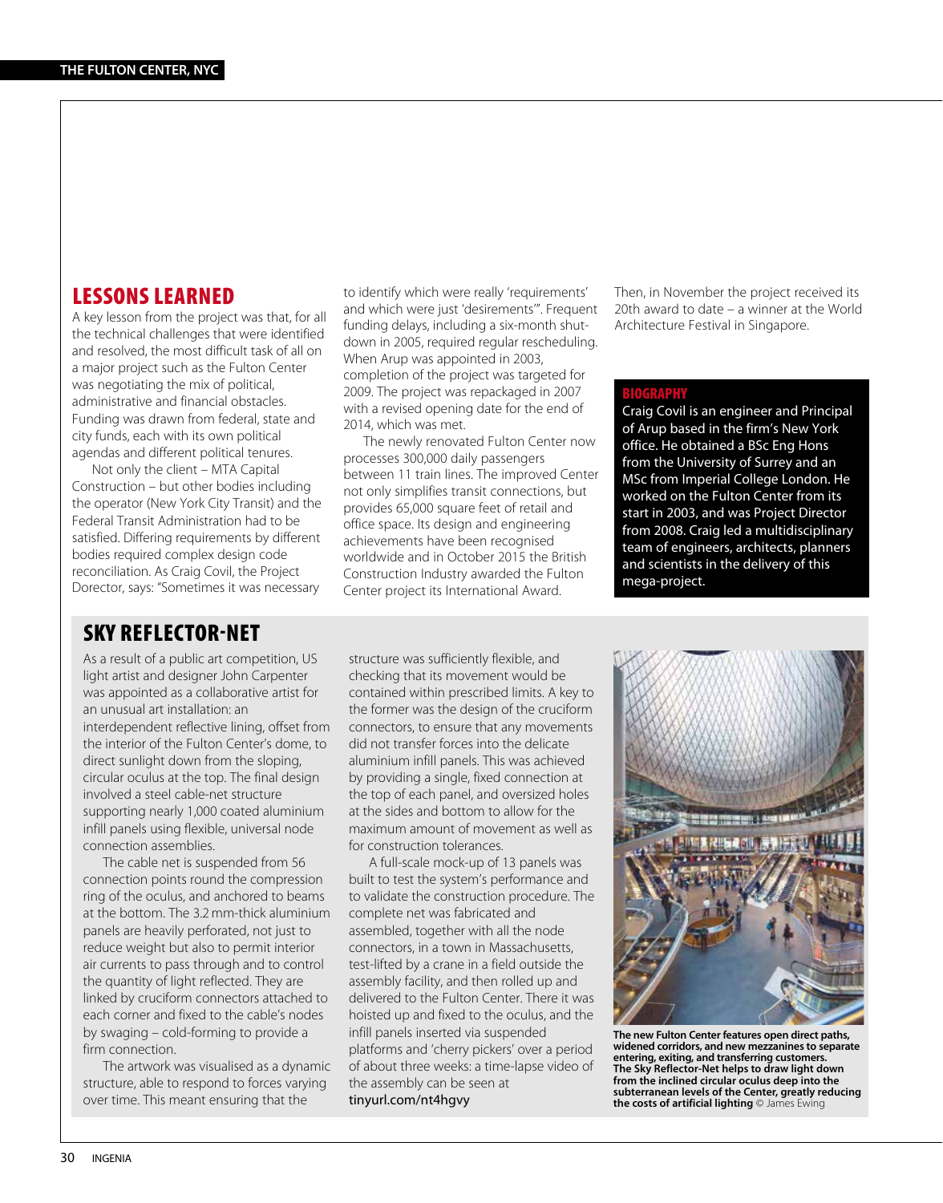## LESSONS LEARNED

A key lesson from the project was that, for all the technical challenges that were identified and resolved, the most difficult task of all on a major project such as the Fulton Center was negotiating the mix of political, administrative and financial obstacles. Funding was drawn from federal, state and city funds, each with its own political agendas and different political tenures.

Not only the client – MTA Capital Construction – but other bodies including the operator (New York City Transit) and the Federal Transit Administration had to be satisfied. Differing requirements by different bodies required complex design code reconciliation. As Craig Covil, the Project Dorector, says: "Sometimes it was necessary to identify which were really 'requirements' and which were just 'desirements'". Frequent funding delays, including a six-month shut-down in 2005, required regular rescheduling. When Arup was appointed in 2003, completion of the project was targeted for 2009. The project was repackaged in 2007 with a revised opening date for the end of 2014, which was met.

The newly renovated Fulton Center now processes 300,000 daily passengers between 11 train lines. The improved Center not only simplifies transit connections, but provides 65,000 square feet of retail and office space. Its design and engineering achievements have been recognised worldwide and in October 2015 the British Construction Industry awarded the Fulton Center project its International Award. Then, in November the project received its 20th award to date – a winner at the World Architecture Festival in Singapore.

### BIOGRAPHY

Craig Covil is an engineer and Principal of Arup based in the firm's New York office. He obtained a BSc Eng Hons from the University of Surrey and an MSc from Imperial College London. He worked on the Fulton Center from its start in 2003, and was Project Director from 2008. Craig led a multidisciplinary team of engineers, architects, planners and scientists in the delivery of this mega-project.

## SKY REFLECTOR-NET

As a result of a public art competition, US light artist and designer John Carpenter was appointed as a collaborative artist for an unusual art installation: an interdependent reflective lining, offset from the interior of the Fulton Center's dome, to direct sunlight down from the sloping, circular oculus at the top. The final design involved a steel cable-net structure supporting nearly 1,000 coated aluminium infill panels using flexible, universal node connection assemblies.

The cable net is suspended from 56 connection points round the compression ring of the oculus, and anchored to beams at the bottom. The 3.2 mm-thick aluminium panels are heavily perforated, not just to reduce weight but also to permit interior air currents to pass through and to control the quantity of light reflected. They are linked by cruciform connectors attached to each corner and fixed to the cable's nodes by swaging – cold-forming to provide a firm connection.

The artwork was visualised as a dynamic structure, able to respond to forces varying over time. This meant ensuring that the structure was sufficiently flexible, and checking that its movement would be contained within prescribed limits. A key to the former was the design of the cruciform connectors, to ensure that any movements did not transfer forces into the delicate aluminium infill panels. This was achieved by providing a single, fixed connection at the top of each panel, and oversized holes at the sides and bottom to allow for the maximum amount of movement as well as for construction tolerances.

A full-scale mock-up of 13 panels was built to test the system's performance and to validate the construction procedure. The complete net was fabricated and assembled, together with all the node connectors, in a town in Massachusetts, test-lifted by a crane in a field outside the assembly facility, and then rolled up and delivered to the Fulton Center. There it was hoisted up and fixed to the oculus, and the infill panels inserted via suspended platforms and 'cherry pickers' over a period of about three weeks: a time-lapse video of the assembly can be seen at tinyurl.com/nt4hgvy

**The new Fulton Center features open direct paths, widened corridors, and new mezzanines to separate entering, exiting, and transferring customers. The Sky Reflector-Net helps to draw light down from the inclined circular oculus deep into the subterranean levels of the Center, greatly reducing the costs of artificial lighting** © James Ewing